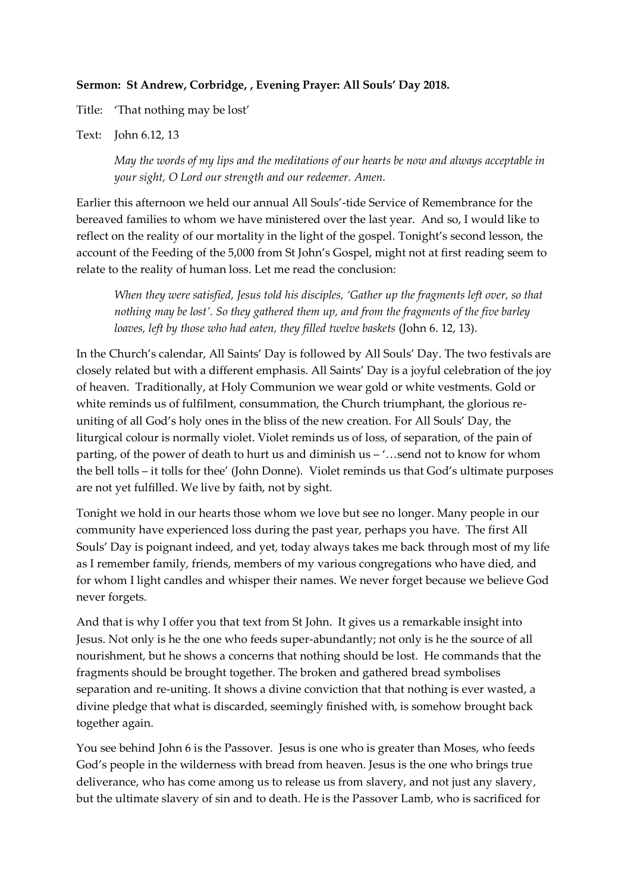**Sermon: St Andrew, Corbridge, , Evening Prayer: All Souls' Day 2018.**

Title: 'That nothing may be lost'

Text: John 6.12, 13

> *May the words of my lips and the meditations of our hearts be now and always acceptable in your sight, O Lord our strength and our redeemer. Amen.*

Earlier this afternoon we held our annual All Souls'-tide Service of Remembrance for the bereaved families to whom we have ministered over the last year. And so, I would like to reflect on the reality of our mortality in the light of the gospel. Tonight's second lesson, the account of the Feeding of the 5,000 from St John's Gospel, might not at first reading seem to relate to the reality of human loss. Let me read the conclusion:

> *When they were satisfied, Jesus told his disciples, 'Gather up the fragments left over, so that nothing may be lost'. So they gathered them up, and from the fragments of the five barley loaves, left by those who had eaten, they filled twelve baskets* (John 6. 12, 13).

In the Church's calendar, All Saints' Day is followed by All Souls' Day. The two festivals are closely related but with a different emphasis. All Saints' Day is a joyful celebration of the joy of heaven. Traditionally, at Holy Communion we wear gold or white vestments. Gold or white reminds us of fulfilment, consummation, the Church triumphant, the glorious re-uniting of all God's holy ones in the bliss of the new creation. For All Souls' Day, the liturgical colour is normally violet. Violet reminds us of loss, of separation, of the pain of parting, of the power of death to hurt us and diminish us – '…send not to know for whom the bell tolls – it tolls for thee' (John Donne). Violet reminds us that God's ultimate purposes are not yet fulfilled. We live by faith, not by sight.

Tonight we hold in our hearts those whom we love but see no longer. Many people in our community have experienced loss during the past year, perhaps you have. The first All Souls' Day is poignant indeed, and yet, today always takes me back through most of my life as I remember family, friends, members of my various congregations who have died, and for whom I light candles and whisper their names. We never forget because we believe God never forgets.

And that is why I offer you that text from St John. It gives us a remarkable insight into Jesus. Not only is he the one who feeds super-abundantly; not only is he the source of all nourishment, but he shows a concerns that nothing should be lost. He commands that the fragments should be brought together. The broken and gathered bread symbolises separation and re-uniting. It shows a divine conviction that that nothing is ever wasted, a divine pledge that what is discarded, seemingly finished with, is somehow brought back together again.

You see behind John 6 is the Passover. Jesus is one who is greater than Moses, who feeds God's people in the wilderness with bread from heaven. Jesus is the one who brings true deliverance, who has come among us to release us from slavery, and not just any slavery, but the ultimate slavery of sin and to death. He is the Passover Lamb, who is sacrificed for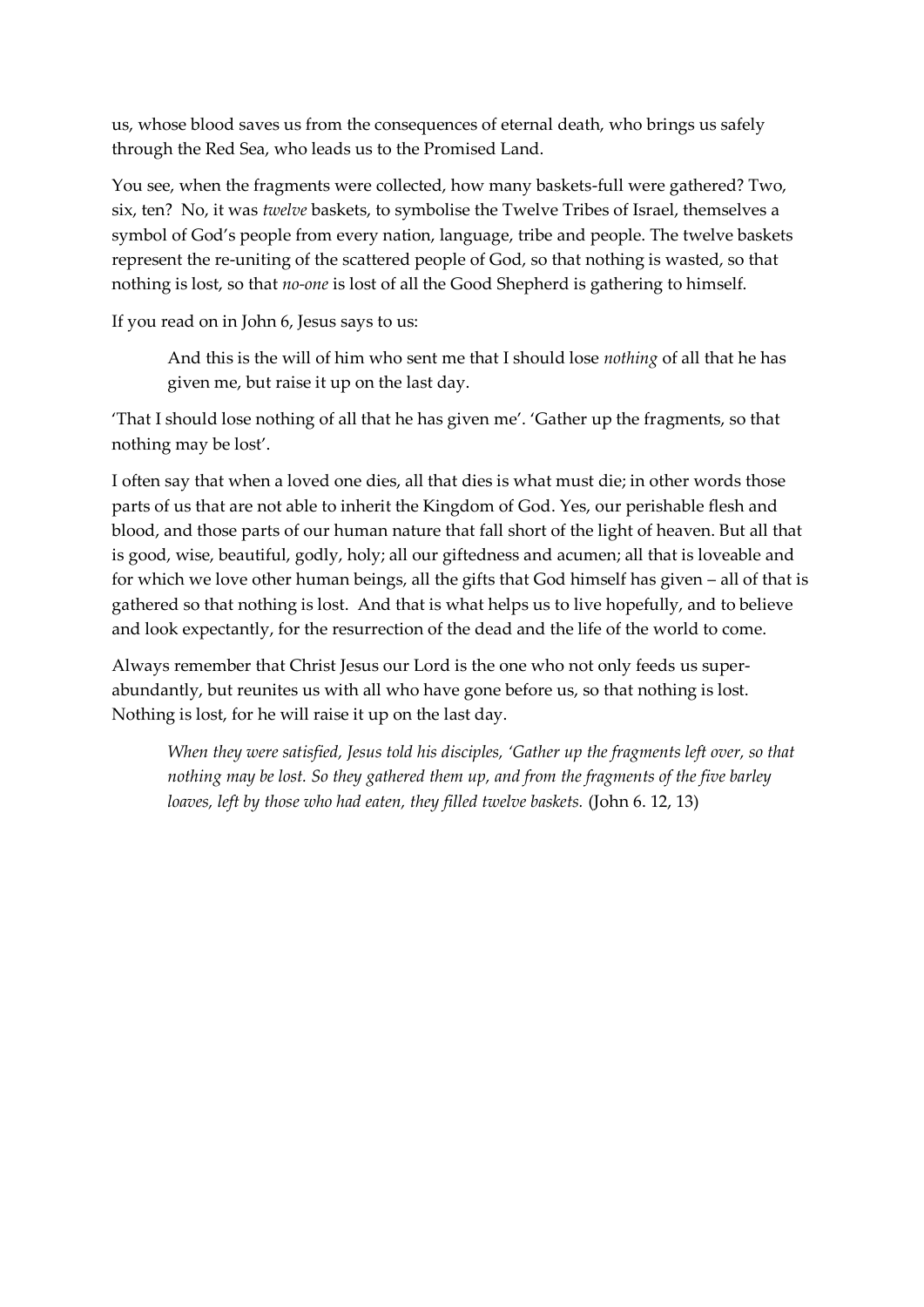us, whose blood saves us from the consequences of eternal death, who brings us safely through the Red Sea, who leads us to the Promised Land.

You see, when the fragments were collected, how many baskets-full were gathered? Two, six, ten? No, it was *twelve* baskets, to symbolise the Twelve Tribes of Israel, themselves a symbol of God's people from every nation, language, tribe and people. The twelve baskets represent the re-uniting of the scattered people of God, so that nothing is wasted, so that nothing is lost, so that *no-one* is lost of all the Good Shepherd is gathering to himself.

If you read on in John 6, Jesus says to us:

> And this is the will of him who sent me that I should lose *nothing* of all that he has given me, but raise it up on the last day.

'That I should lose nothing of all that he has given me'. 'Gather up the fragments, so that nothing may be lost'.

I often say that when a loved one dies, all that dies is what must die; in other words those parts of us that are not able to inherit the Kingdom of God. Yes, our perishable flesh and blood, and those parts of our human nature that fall short of the light of heaven. But all that is good, wise, beautiful, godly, holy; all our giftedness and acumen; all that is loveable and for which we love other human beings, all the gifts that God himself has given – all of that is gathered so that nothing is lost. And that is what helps us to live hopefully, and to believe and look expectantly, for the resurrection of the dead and the life of the world to come.

Always remember that Christ Jesus our Lord is the one who not only feeds us super-abundantly, but reunites us with all who have gone before us, so that nothing is lost. Nothing is lost, for he will raise it up on the last day.

> *When they were satisfied, Jesus told his disciples, 'Gather up the fragments left over, so that nothing may be lost. So they gathered them up, and from the fragments of the five barley loaves, left by those who had eaten, they filled twelve baskets.* (John 6. 12, 13)